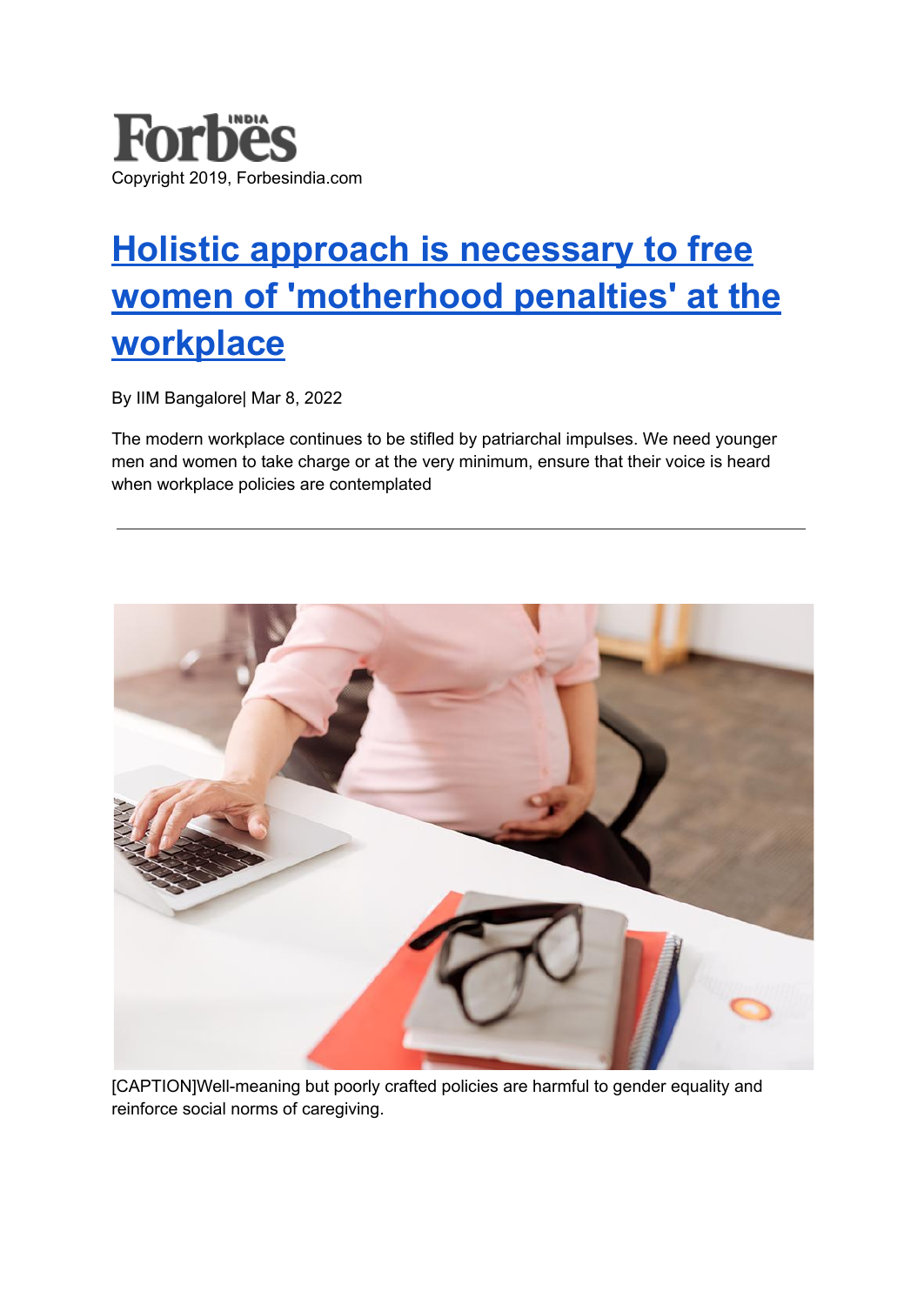Forbes INDIA

Copyright 2019, Forbesindia.com

# Holistic approach is necessary to free women of 'motherhood penalties' at the workplace

By IIM Bangalore| Mar 8, 2022

The modern workplace continues to be stifled by patriarchal impulses. We need younger men and women to take charge or at the very minimum, ensure that their voice is heard when workplace policies are contemplated

---

[CAPTION]Well-meaning but poorly crafted policies are harmful to gender equality and reinforce social norms of caregiving.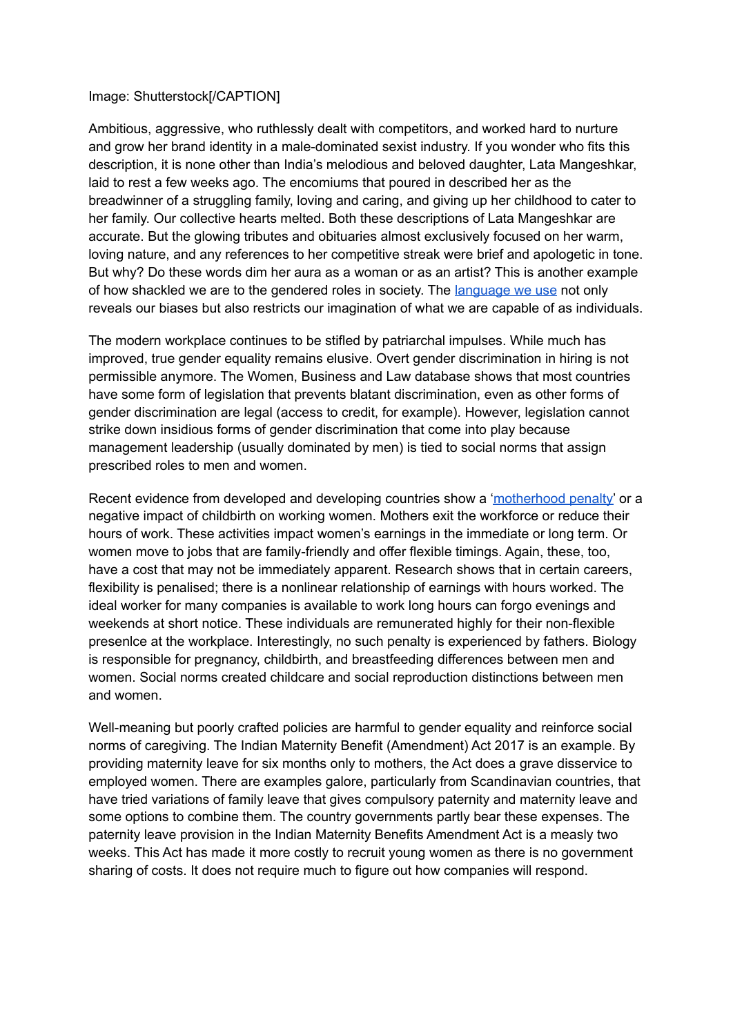Image: Shutterstock[/CAPTION]

Ambitious, aggressive, who ruthlessly dealt with competitors, and worked hard to nurture and grow her brand identity in a male-dominated sexist industry. If you wonder who fits this description, it is none other than India's melodious and beloved daughter, Lata Mangeshkar, laid to rest a few weeks ago. The encomiums that poured in described her as the breadwinner of a struggling family, loving and caring, and giving up her childhood to cater to her family. Our collective hearts melted. Both these descriptions of Lata Mangeshkar are accurate. But the glowing tributes and obituaries almost exclusively focused on her warm, loving nature, and any references to her competitive streak were brief and apologetic in tone. But why? Do these words dim her aura as a woman or as an artist? This is another example of how shackled we are to the gendered roles in society. The [language we use](#) not only reveals our biases but also restricts our imagination of what we are capable of as individuals.

The modern workplace continues to be stifled by patriarchal impulses. While much has improved, true gender equality remains elusive. Overt gender discrimination in hiring is not permissible anymore. The Women, Business and Law database shows that most countries have some form of legislation that prevents blatant discrimination, even as other forms of gender discrimination are legal (access to credit, for example). However, legislation cannot strike down insidious forms of gender discrimination that come into play because management leadership (usually dominated by men) is tied to social norms that assign prescribed roles to men and women.

Recent evidence from developed and developing countries show a '[motherhood penalty](#)' or a negative impact of childbirth on working women. Mothers exit the workforce or reduce their hours of work. These activities impact women's earnings in the immediate or long term. Or women move to jobs that are family-friendly and offer flexible timings. Again, these, too, have a cost that may not be immediately apparent. Research shows that in certain careers, flexibility is penalised; there is a nonlinear relationship of earnings with hours worked. The ideal worker for many companies is available to work long hours can forgo evenings and weekends at short notice. These individuals are remunerated highly for their non-flexible presenlce at the workplace. Interestingly, no such penalty is experienced by fathers. Biology is responsible for pregnancy, childbirth, and breastfeeding differences between men and women. Social norms created childcare and social reproduction distinctions between men and women.

Well-meaning but poorly crafted policies are harmful to gender equality and reinforce social norms of caregiving. The Indian Maternity Benefit (Amendment) Act 2017 is an example. By providing maternity leave for six months only to mothers, the Act does a grave disservice to employed women. There are examples galore, particularly from Scandinavian countries, that have tried variations of family leave that gives compulsory paternity and maternity leave and some options to combine them. The country governments partly bear these expenses. The paternity leave provision in the Indian Maternity Benefits Amendment Act is a measly two weeks. This Act has made it more costly to recruit young women as there is no government sharing of costs. It does not require much to figure out how companies will respond.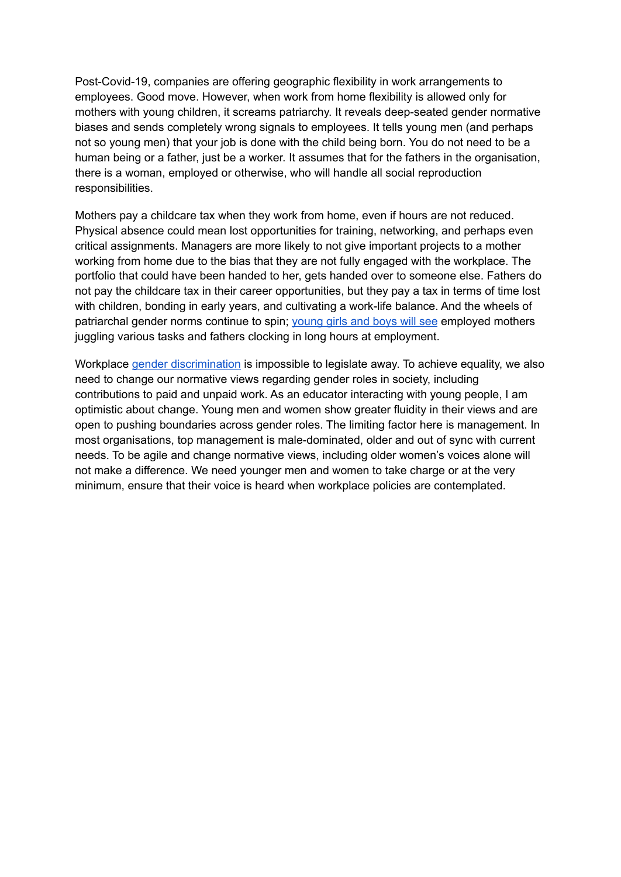Post-Covid-19, companies are offering geographic flexibility in work arrangements to employees. Good move. However, when work from home flexibility is allowed only for mothers with young children, it screams patriarchy. It reveals deep-seated gender normative biases and sends completely wrong signals to employees. It tells young men (and perhaps not so young men) that your job is done with the child being born. You do not need to be a human being or a father, just be a worker. It assumes that for the fathers in the organisation, there is a woman, employed or otherwise, who will handle all social reproduction responsibilities.

Mothers pay a childcare tax when they work from home, even if hours are not reduced. Physical absence could mean lost opportunities for training, networking, and perhaps even critical assignments. Managers are more likely to not give important projects to a mother working from home due to the bias that they are not fully engaged with the workplace. The portfolio that could have been handed to her, gets handed over to someone else. Fathers do not pay the childcare tax in their career opportunities, but they pay a tax in terms of time lost with children, bonding in early years, and cultivating a work-life balance. And the wheels of patriarchal gender norms continue to spin; young girls and boys will see employed mothers juggling various tasks and fathers clocking in long hours at employment.

Workplace gender discrimination is impossible to legislate away. To achieve equality, we also need to change our normative views regarding gender roles in society, including contributions to paid and unpaid work. As an educator interacting with young people, I am optimistic about change. Young men and women show greater fluidity in their views and are open to pushing boundaries across gender roles. The limiting factor here is management. In most organisations, top management is male-dominated, older and out of sync with current needs. To be agile and change normative views, including older women's voices alone will not make a difference. We need younger men and women to take charge or at the very minimum, ensure that their voice is heard when workplace policies are contemplated.